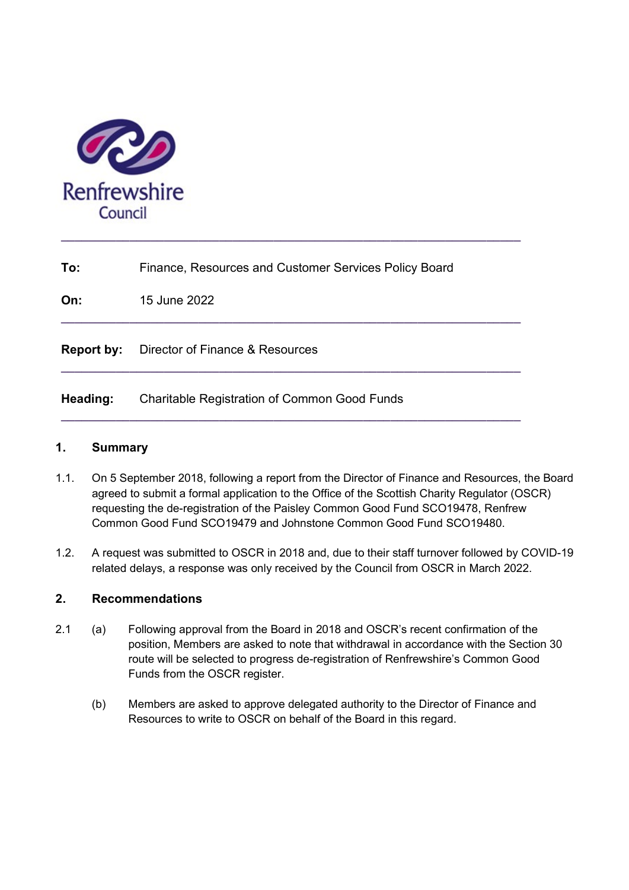Renfrewshire Council

---

**To:** Finance, Resources and Customer Services Policy Board

**On:** 15 June 2022

---

**Report by:** Director of Finance & Resources

---

**Heading:** Charitable Registration of Common Good Funds

---

## 1. Summary

1.1. On 5 September 2018, following a report from the Director of Finance and Resources, the Board agreed to submit a formal application to the Office of the Scottish Charity Regulator (OSCR) requesting the de-registration of the Paisley Common Good Fund SCO19478, Renfrew Common Good Fund SCO19479 and Johnstone Common Good Fund SCO19480.

1.2. A request was submitted to OSCR in 2018 and, due to their staff turnover followed by COVID-19 related delays, a response was only received by the Council from OSCR in March 2022.

## 2. Recommendations

2.1 (a) Following approval from the Board in 2018 and OSCR's recent confirmation of the position, Members are asked to note that withdrawal in accordance with the Section 30 route will be selected to progress de-registration of Renfrewshire's Common Good Funds from the OSCR register.

(b) Members are asked to approve delegated authority to the Director of Finance and Resources to write to OSCR on behalf of the Board in this regard.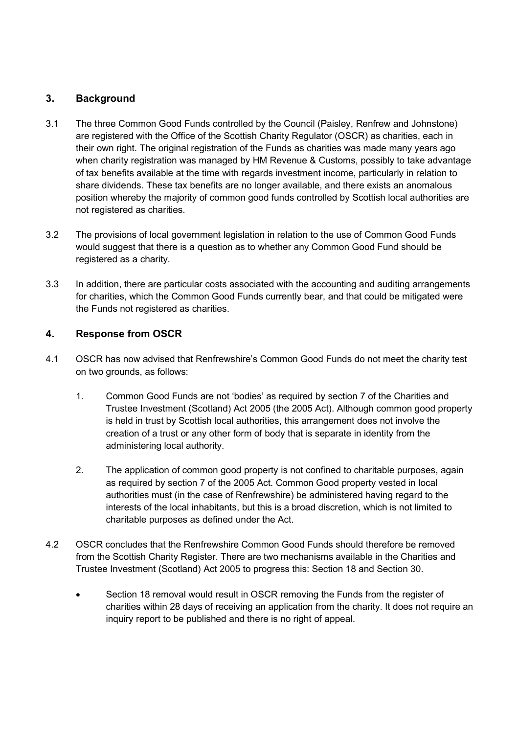## 3. Background

3.1 The three Common Good Funds controlled by the Council (Paisley, Renfrew and Johnstone) are registered with the Office of the Scottish Charity Regulator (OSCR) as charities, each in their own right. The original registration of the Funds as charities was made many years ago when charity registration was managed by HM Revenue & Customs, possibly to take advantage of tax benefits available at the time with regards investment income, particularly in relation to share dividends. These tax benefits are no longer available, and there exists an anomalous position whereby the majority of common good funds controlled by Scottish local authorities are not registered as charities.

3.2 The provisions of local government legislation in relation to the use of Common Good Funds would suggest that there is a question as to whether any Common Good Fund should be registered as a charity.

3.3 In addition, there are particular costs associated with the accounting and auditing arrangements for charities, which the Common Good Funds currently bear, and that could be mitigated were the Funds not registered as charities.

## 4. Response from OSCR

4.1 OSCR has now advised that Renfrewshire's Common Good Funds do not meet the charity test on two grounds, as follows:

1. Common Good Funds are not 'bodies' as required by section 7 of the Charities and Trustee Investment (Scotland) Act 2005 (the 2005 Act). Although common good property is held in trust by Scottish local authorities, this arrangement does not involve the creation of a trust or any other form of body that is separate in identity from the administering local authority.

2. The application of common good property is not confined to charitable purposes, again as required by section 7 of the 2005 Act. Common Good property vested in local authorities must (in the case of Renfrewshire) be administered having regard to the interests of the local inhabitants, but this is a broad discretion, which is not limited to charitable purposes as defined under the Act.

4.2 OSCR concludes that the Renfrewshire Common Good Funds should therefore be removed from the Scottish Charity Register. There are two mechanisms available in the Charities and Trustee Investment (Scotland) Act 2005 to progress this: Section 18 and Section 30.

- Section 18 removal would result in OSCR removing the Funds from the register of charities within 28 days of receiving an application from the charity. It does not require an inquiry report to be published and there is no right of appeal.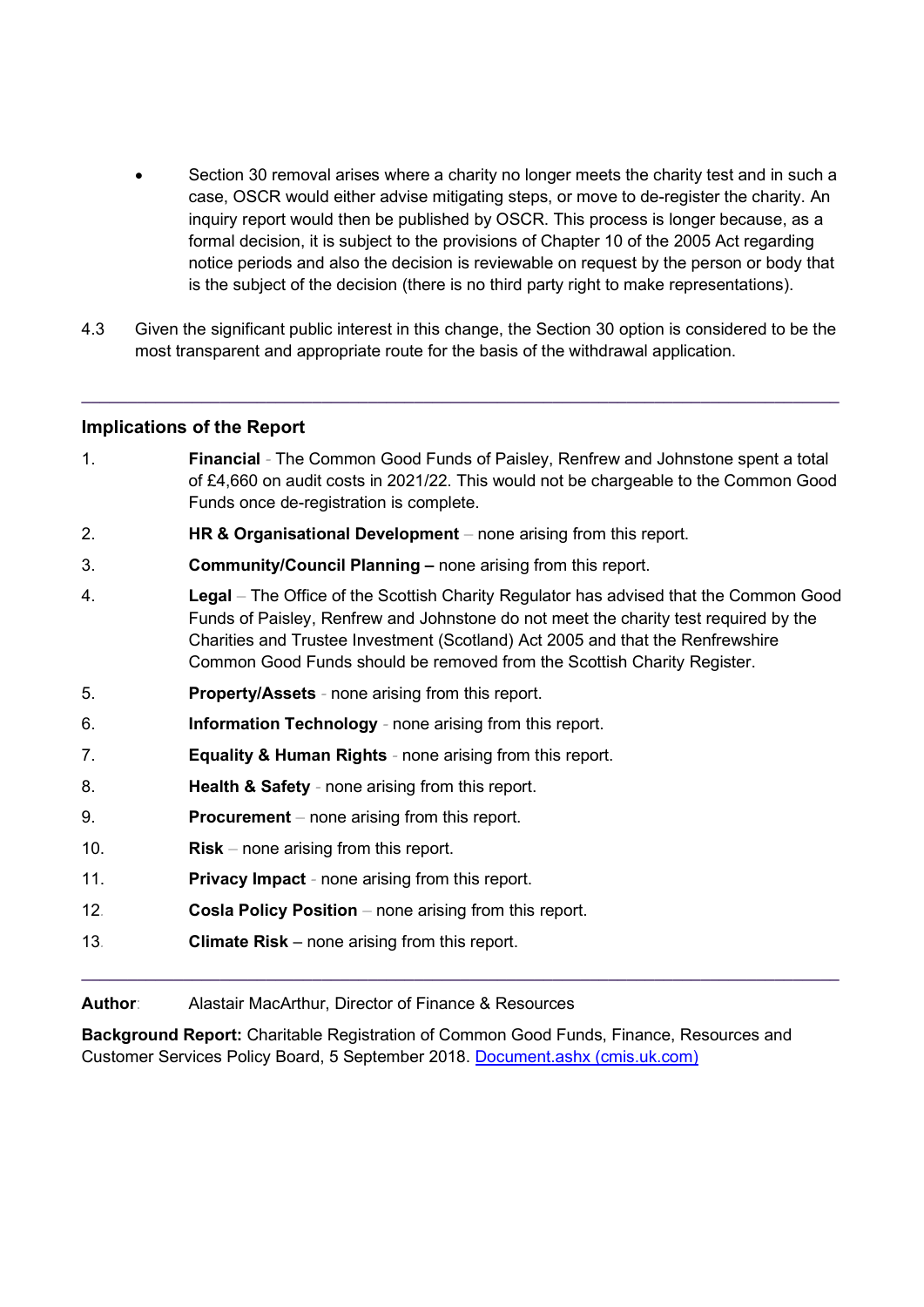- Section 30 removal arises where a charity no longer meets the charity test and in such a case, OSCR would either advise mitigating steps, or move to de-register the charity. An inquiry report would then be published by OSCR. This process is longer because, as a formal decision, it is subject to the provisions of Chapter 10 of the 2005 Act regarding notice periods and also the decision is reviewable on request by the person or body that is the subject of the decision (there is no third party right to make representations).

4.3 Given the significant public interest in this change, the Section 30 option is considered to be the most transparent and appropriate route for the basis of the withdrawal application.

---

## Implications of the Report

1. **Financial** - The Common Good Funds of Paisley, Renfrew and Johnstone spent a total of £4,660 on audit costs in 2021/22. This would not be chargeable to the Common Good Funds once de-registration is complete.
2. **HR & Organisational Development** – none arising from this report.
3. **Community/Council Planning –** none arising from this report.
4. **Legal** – The Office of the Scottish Charity Regulator has advised that the Common Good Funds of Paisley, Renfrew and Johnstone do not meet the charity test required by the Charities and Trustee Investment (Scotland) Act 2005 and that the Renfrewshire Common Good Funds should be removed from the Scottish Charity Register.
5. **Property/Assets** - none arising from this report.
6. **Information Technology** - none arising from this report.
7. **Equality & Human Rights** - none arising from this report.
8. **Health & Safety** - none arising from this report.
9. **Procurement** – none arising from this report.
10. **Risk** – none arising from this report.
11. **Privacy Impact** - none arising from this report.
12. **Cosla Policy Position** – none arising from this report.
13. **Climate Risk** – none arising from this report.

---

**Author**: Alastair MacArthur, Director of Finance & Resources

**Background Report:** Charitable Registration of Common Good Funds, Finance, Resources and Customer Services Policy Board, 5 September 2018. Document.ashx (cmis.uk.com)